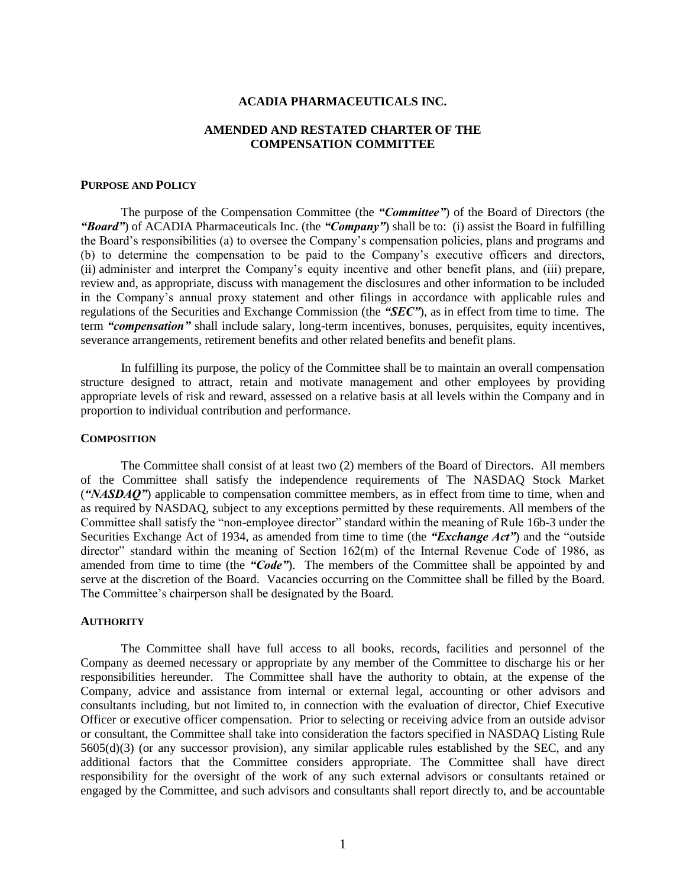# ACADIA PHARMACEUTICALS INC.

## AMENDED AND RESTATED CHARTER OF THE COMPENSATION COMMITTEE

### PURPOSE AND POLICY

The purpose of the Compensation Committee (the ***"Committee"***) of the Board of Directors (the ***"Board"***) of ACADIA Pharmaceuticals Inc. (the ***"Company"***) shall be to: (i) assist the Board in fulfilling the Board's responsibilities (a) to oversee the Company's compensation policies, plans and programs and (b) to determine the compensation to be paid to the Company's executive officers and directors, (ii) administer and interpret the Company's equity incentive and other benefit plans, and (iii) prepare, review and, as appropriate, discuss with management the disclosures and other information to be included in the Company's annual proxy statement and other filings in accordance with applicable rules and regulations of the Securities and Exchange Commission (the ***"SEC"***), as in effect from time to time. The term ***"compensation"*** shall include salary, long-term incentives, bonuses, perquisites, equity incentives, severance arrangements, retirement benefits and other related benefits and benefit plans.

In fulfilling its purpose, the policy of the Committee shall be to maintain an overall compensation structure designed to attract, retain and motivate management and other employees by providing appropriate levels of risk and reward, assessed on a relative basis at all levels within the Company and in proportion to individual contribution and performance.

### COMPOSITION

The Committee shall consist of at least two (2) members of the Board of Directors. All members of the Committee shall satisfy the independence requirements of The NASDAQ Stock Market (***"NASDAQ"***) applicable to compensation committee members, as in effect from time to time, when and as required by NASDAQ, subject to any exceptions permitted by these requirements. All members of the Committee shall satisfy the "non-employee director" standard within the meaning of Rule 16b-3 under the Securities Exchange Act of 1934, as amended from time to time (the ***"Exchange Act"***) and the "outside director" standard within the meaning of Section 162(m) of the Internal Revenue Code of 1986, as amended from time to time (the ***"Code"***). The members of the Committee shall be appointed by and serve at the discretion of the Board. Vacancies occurring on the Committee shall be filled by the Board. The Committee's chairperson shall be designated by the Board.

### AUTHORITY

The Committee shall have full access to all books, records, facilities and personnel of the Company as deemed necessary or appropriate by any member of the Committee to discharge his or her responsibilities hereunder. The Committee shall have the authority to obtain, at the expense of the Company, advice and assistance from internal or external legal, accounting or other advisors and consultants including, but not limited to, in connection with the evaluation of director, Chief Executive Officer or executive officer compensation. Prior to selecting or receiving advice from an outside advisor or consultant, the Committee shall take into consideration the factors specified in NASDAQ Listing Rule 5605(d)(3) (or any successor provision), any similar applicable rules established by the SEC, and any additional factors that the Committee considers appropriate. The Committee shall have direct responsibility for the oversight of the work of any such external advisors or consultants retained or engaged by the Committee, and such advisors and consultants shall report directly to, and be accountable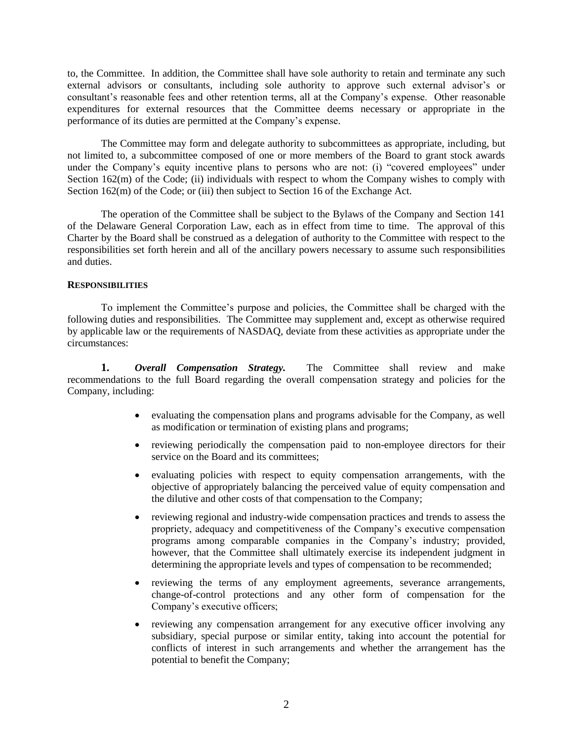to, the Committee. In addition, the Committee shall have sole authority to retain and terminate any such external advisors or consultants, including sole authority to approve such external advisor's or consultant's reasonable fees and other retention terms, all at the Company's expense. Other reasonable expenditures for external resources that the Committee deems necessary or appropriate in the performance of its duties are permitted at the Company's expense.

The Committee may form and delegate authority to subcommittees as appropriate, including, but not limited to, a subcommittee composed of one or more members of the Board to grant stock awards under the Company's equity incentive plans to persons who are not: (i) "covered employees" under Section 162(m) of the Code; (ii) individuals with respect to whom the Company wishes to comply with Section 162(m) of the Code; or (iii) then subject to Section 16 of the Exchange Act.

The operation of the Committee shall be subject to the Bylaws of the Company and Section 141 of the Delaware General Corporation Law, each as in effect from time to time. The approval of this Charter by the Board shall be construed as a delegation of authority to the Committee with respect to the responsibilities set forth herein and all of the ancillary powers necessary to assume such responsibilities and duties.

**RESPONSIBILITIES**

To implement the Committee's purpose and policies, the Committee shall be charged with the following duties and responsibilities. The Committee may supplement and, except as otherwise required by applicable law or the requirements of NASDAQ, deviate from these activities as appropriate under the circumstances:

**1.** ***Overall Compensation Strategy.*** The Committee shall review and make recommendations to the full Board regarding the overall compensation strategy and policies for the Company, including:

- evaluating the compensation plans and programs advisable for the Company, as well as modification or termination of existing plans and programs;
- reviewing periodically the compensation paid to non-employee directors for their service on the Board and its committees;
- evaluating policies with respect to equity compensation arrangements, with the objective of appropriately balancing the perceived value of equity compensation and the dilutive and other costs of that compensation to the Company;
- reviewing regional and industry-wide compensation practices and trends to assess the propriety, adequacy and competitiveness of the Company's executive compensation programs among comparable companies in the Company's industry; provided, however, that the Committee shall ultimately exercise its independent judgment in determining the appropriate levels and types of compensation to be recommended;
- reviewing the terms of any employment agreements, severance arrangements, change-of-control protections and any other form of compensation for the Company's executive officers;
- reviewing any compensation arrangement for any executive officer involving any subsidiary, special purpose or similar entity, taking into account the potential for conflicts of interest in such arrangements and whether the arrangement has the potential to benefit the Company;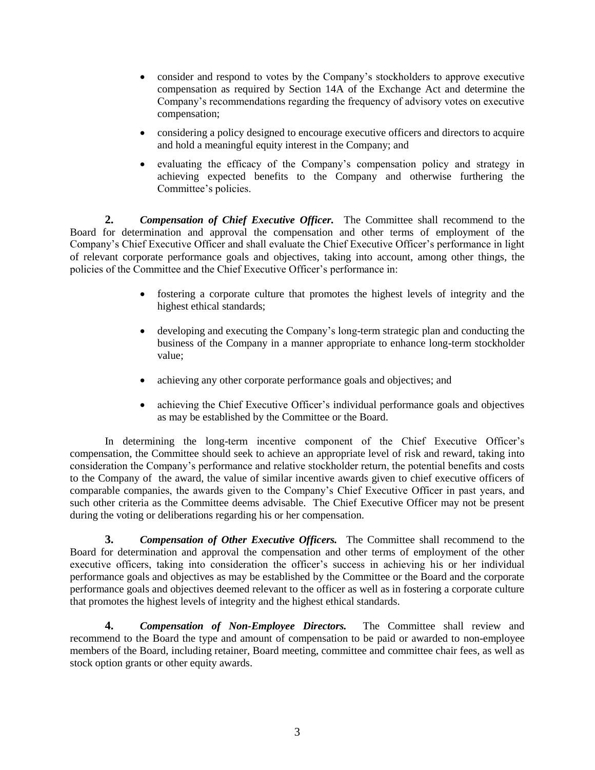- consider and respond to votes by the Company's stockholders to approve executive compensation as required by Section 14A of the Exchange Act and determine the Company's recommendations regarding the frequency of advisory votes on executive compensation;
- considering a policy designed to encourage executive officers and directors to acquire and hold a meaningful equity interest in the Company; and
- evaluating the efficacy of the Company's compensation policy and strategy in achieving expected benefits to the Company and otherwise furthering the Committee's policies.

**2.** ***Compensation of Chief Executive Officer.*** The Committee shall recommend to the Board for determination and approval the compensation and other terms of employment of the Company's Chief Executive Officer and shall evaluate the Chief Executive Officer's performance in light of relevant corporate performance goals and objectives, taking into account, among other things, the policies of the Committee and the Chief Executive Officer's performance in:

- fostering a corporate culture that promotes the highest levels of integrity and the highest ethical standards;
- developing and executing the Company's long-term strategic plan and conducting the business of the Company in a manner appropriate to enhance long-term stockholder value;
- achieving any other corporate performance goals and objectives; and
- achieving the Chief Executive Officer's individual performance goals and objectives as may be established by the Committee or the Board.

In determining the long-term incentive component of the Chief Executive Officer's compensation, the Committee should seek to achieve an appropriate level of risk and reward, taking into consideration the Company's performance and relative stockholder return, the potential benefits and costs to the Company of the award, the value of similar incentive awards given to chief executive officers of comparable companies, the awards given to the Company's Chief Executive Officer in past years, and such other criteria as the Committee deems advisable. The Chief Executive Officer may not be present during the voting or deliberations regarding his or her compensation.

**3.** ***Compensation of Other Executive Officers.*** The Committee shall recommend to the Board for determination and approval the compensation and other terms of employment of the other executive officers, taking into consideration the officer's success in achieving his or her individual performance goals and objectives as may be established by the Committee or the Board and the corporate performance goals and objectives deemed relevant to the officer as well as in fostering a corporate culture that promotes the highest levels of integrity and the highest ethical standards.

**4.** ***Compensation of Non-Employee Directors.*** The Committee shall review and recommend to the Board the type and amount of compensation to be paid or awarded to non-employee members of the Board, including retainer, Board meeting, committee and committee chair fees, as well as stock option grants or other equity awards.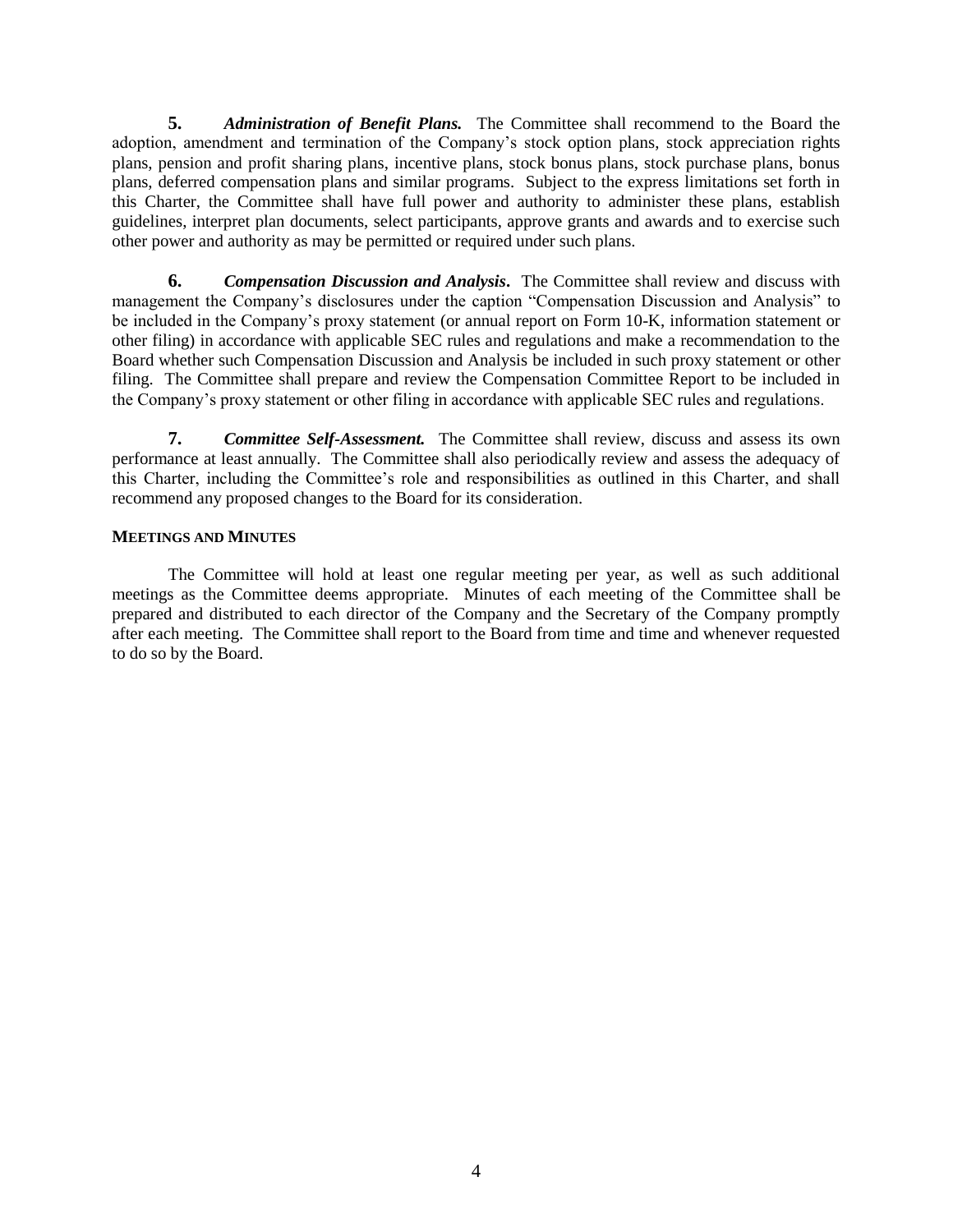**5.** ***Administration of Benefit Plans.*** The Committee shall recommend to the Board the adoption, amendment and termination of the Company's stock option plans, stock appreciation rights plans, pension and profit sharing plans, incentive plans, stock bonus plans, stock purchase plans, bonus plans, deferred compensation plans and similar programs. Subject to the express limitations set forth in this Charter, the Committee shall have full power and authority to administer these plans, establish guidelines, interpret plan documents, select participants, approve grants and awards and to exercise such other power and authority as may be permitted or required under such plans.

**6.** ***Compensation Discussion and Analysis*.** The Committee shall review and discuss with management the Company's disclosures under the caption "Compensation Discussion and Analysis" to be included in the Company's proxy statement (or annual report on Form 10-K, information statement or other filing) in accordance with applicable SEC rules and regulations and make a recommendation to the Board whether such Compensation Discussion and Analysis be included in such proxy statement or other filing. The Committee shall prepare and review the Compensation Committee Report to be included in the Company's proxy statement or other filing in accordance with applicable SEC rules and regulations.

**7.** ***Committee Self-Assessment.*** The Committee shall review, discuss and assess its own performance at least annually. The Committee shall also periodically review and assess the adequacy of this Charter, including the Committee's role and responsibilities as outlined in this Charter, and shall recommend any proposed changes to the Board for its consideration.

**MEETINGS AND MINUTES**

The Committee will hold at least one regular meeting per year, as well as such additional meetings as the Committee deems appropriate. Minutes of each meeting of the Committee shall be prepared and distributed to each director of the Company and the Secretary of the Company promptly after each meeting. The Committee shall report to the Board from time and time and whenever requested to do so by the Board.